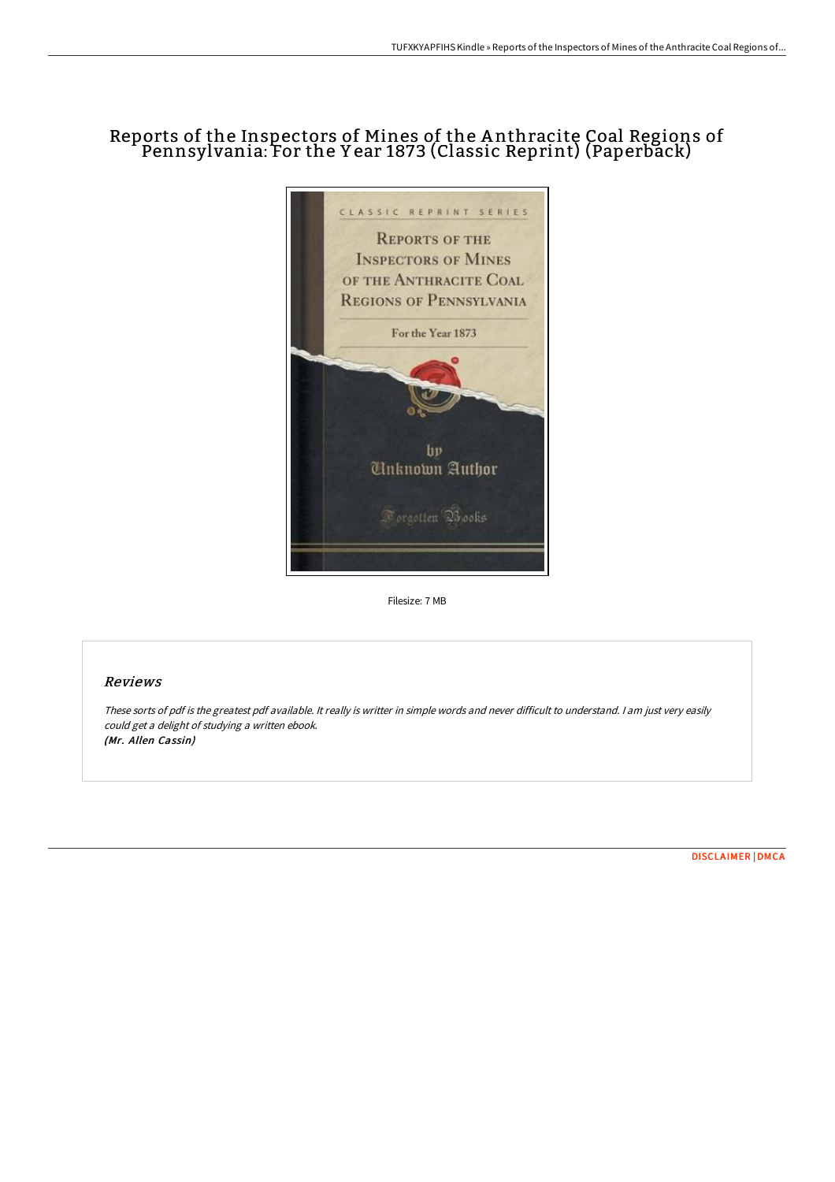# Reports of the Inspectors of Mines of the Anthracite Coal Regions of Pennsylvania: For the Year 1873 (Classic Reprint) (Paperback)

Filesize: 7 MB

## Reviews

*These sorts of pdf is the greatest pdf available. It really is writter in simple words and never difficult to understand. I am just very easily could get a delight of studying a written ebook.*
***(Mr. Allen Cassin)***

DISCLAIMER | DMCA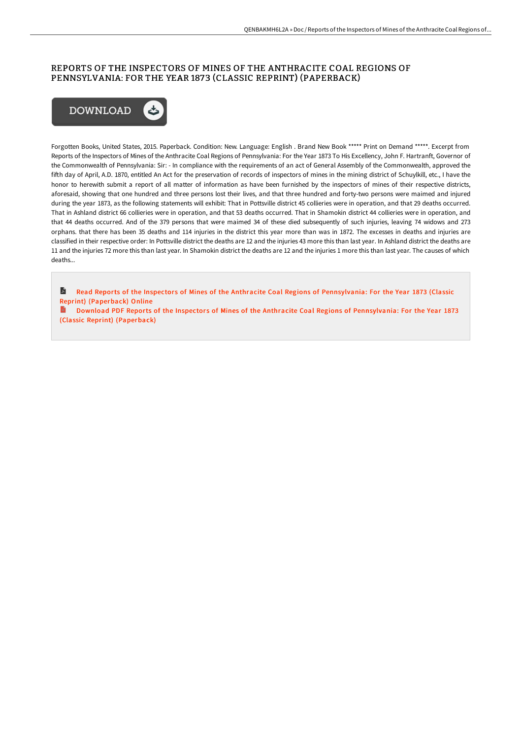## REPORTS OF THE INSPECTORS OF MINES OF THE ANTHRACITE COAL REGIONS OF PENNSYLVANIA: FOR THE YEAR 1873 (CLASSIC REPRINT) (PAPERBACK)

DOWNLOAD

Forgotten Books, United States, 2015. Paperback. Condition: New. Language: English . Brand New Book ***** Print on Demand *****. Excerpt from Reports of the Inspectors of Mines of the Anthracite Coal Regions of Pennsylvania: For the Year 1873 To His Excellency, John F. Hartranft, Governor of the Commonwealth of Pennsylvania: Sir: - In compliance with the requirements of an act of General Assembly of the Commonwealth, approved the fifth day of April, A.D. 1870, entitled An Act for the preservation of records of inspectors of mines in the mining district of Schuylkill, etc., I have the honor to herewith submit a report of all matter of information as have been furnished by the inspectors of mines of their respective districts, aforesaid, showing that one hundred and three persons lost their lives, and that three hundred and forty-two persons were maimed and injured during the year 1873, as the following statements will exhibit: That in Pottsville district 45 collieries were in operation, and that 29 deaths occurred. That in Ashland district 66 collieries were in operation, and that 53 deaths occurred. That in Shamokin district 44 collieries were in operation, and that 44 deaths occurred. And of the 379 persons that were maimed 34 of these died subsequently of such injuries, leaving 74 widows and 273 orphans. that there has been 35 deaths and 114 injuries in the district this year more than was in 1872. The excesses in deaths and injuries are classified in their respective order: In Pottsville district the deaths are 12 and the injuries 43 more this than last year. In Ashland district the deaths are 11 and the injuries 72 more this than last year. In Shamokin district the deaths are 12 and the injuries 1 more this than last year. The causes of which deaths...

Read Reports of the Inspectors of Mines of the Anthracite Coal Regions of Pennsylvania: For the Year 1873 (Classic Reprint) (Paperback) Online

Download PDF Reports of the Inspectors of Mines of the Anthracite Coal Regions of Pennsylvania: For the Year 1873 (Classic Reprint) (Paperback)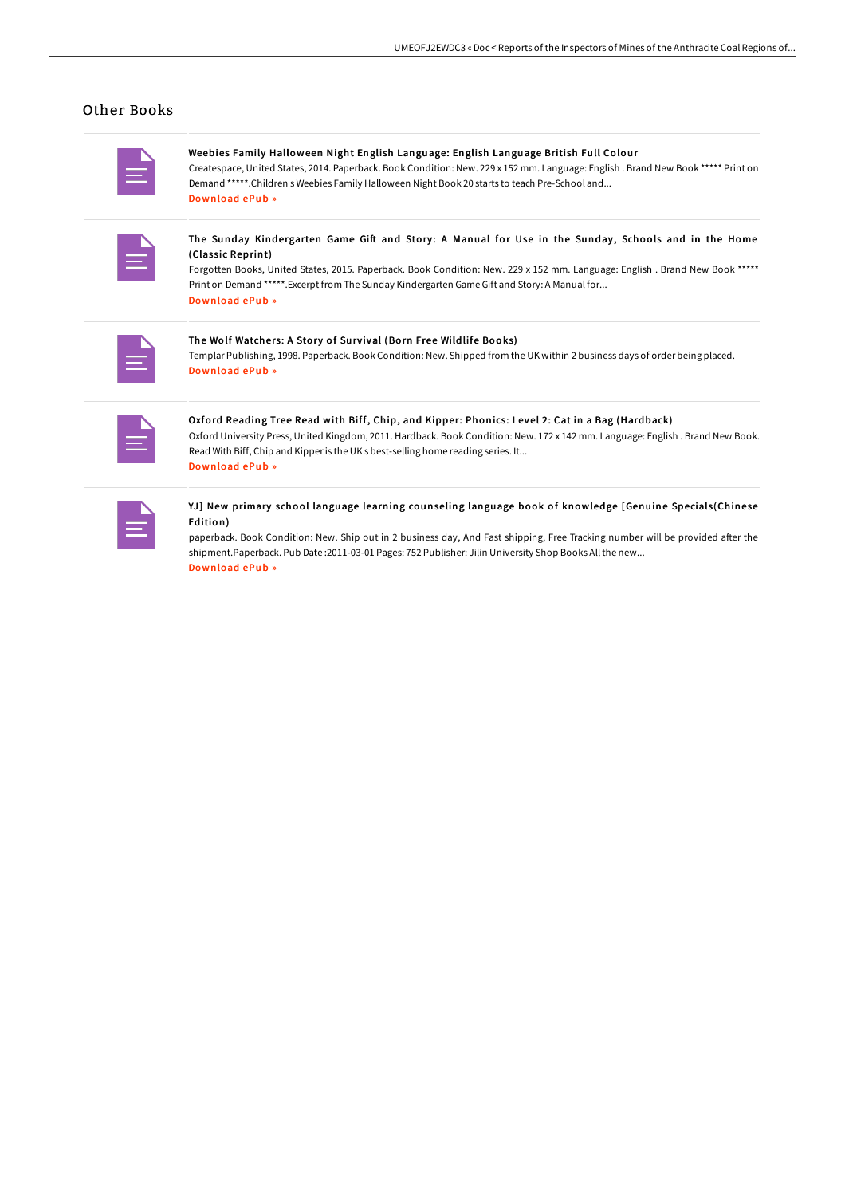## Other Books

**Weebies Family Halloween Night English Language: English Language British Full Colour**

Createspace, United States, 2014. Paperback. Book Condition: New. 229 x 152 mm. Language: English . Brand New Book ***** Print on Demand *****.Children s Weebies Family Halloween Night Book 20 starts to teach Pre-School and...

Download ePub »

**The Sunday Kindergarten Game Gift and Story: A Manual for Use in the Sunday, Schools and in the Home (Classic Reprint)**

Forgotten Books, United States, 2015. Paperback. Book Condition: New. 229 x 152 mm. Language: English . Brand New Book ***** Print on Demand *****.Excerpt from The Sunday Kindergarten Game Gift and Story: A Manual for...

Download ePub »

**The Wolf Watchers: A Story of Survival (Born Free Wildlife Books)**

Templar Publishing, 1998. Paperback. Book Condition: New. Shipped from the UK within 2 business days of order being placed.

Download ePub »

**Oxford Reading Tree Read with Biff, Chip, and Kipper: Phonics: Level 2: Cat in a Bag (Hardback)**

Oxford University Press, United Kingdom, 2011. Hardback. Book Condition: New. 172 x 142 mm. Language: English . Brand New Book. Read With Biff, Chip and Kipper is the UK s best-selling home reading series. It...

Download ePub »

**YJ] New primary school language learning counseling language book of knowledge [Genuine Specials(Chinese Edition)**

paperback. Book Condition: New. Ship out in 2 business day, And Fast shipping, Free Tracking number will be provided after the shipment.Paperback. Pub Date :2011-03-01 Pages: 752 Publisher: Jilin University Shop Books All the new...

Download ePub »